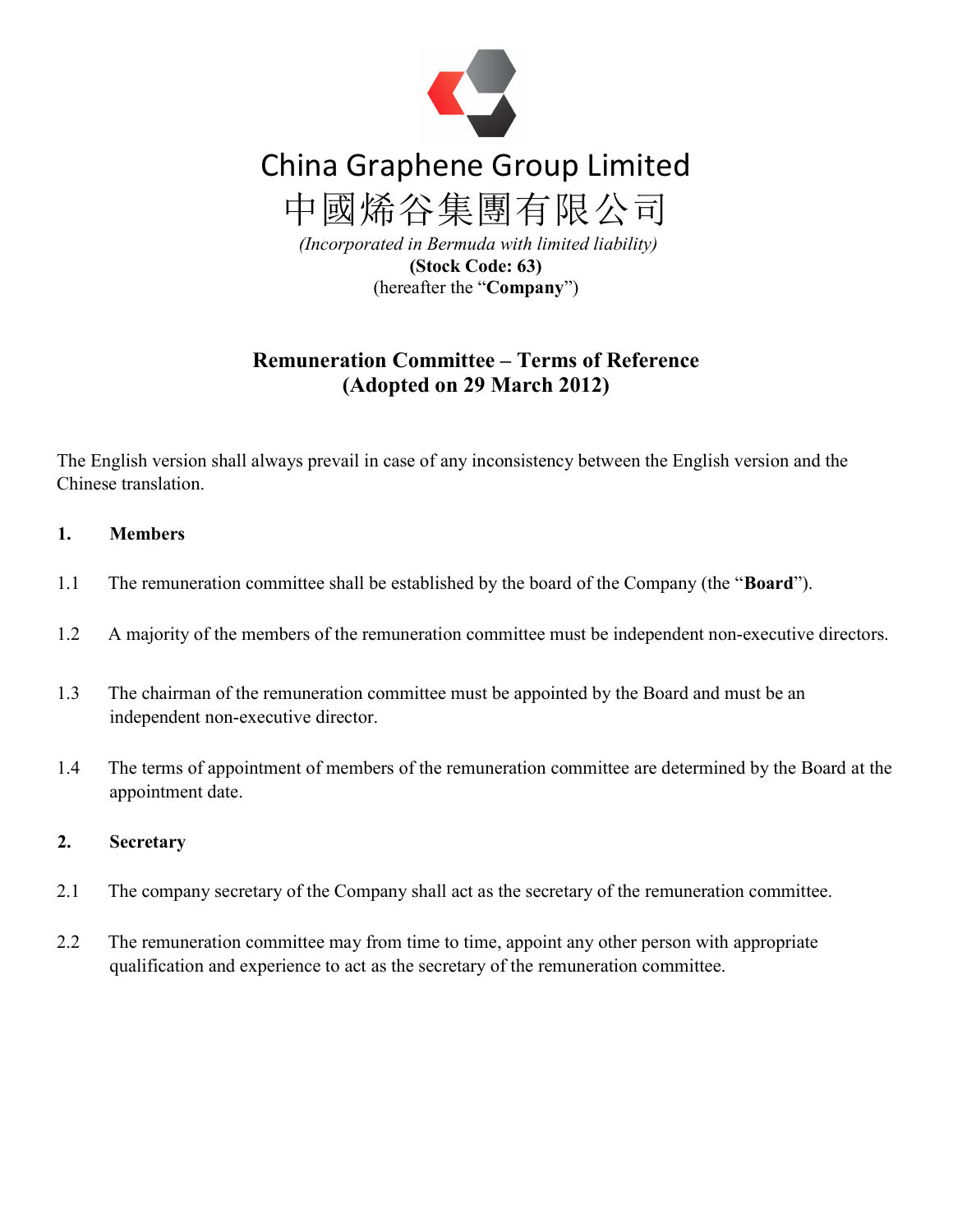# China Graphene Group Limited

# 中國烯谷集團有限公司

*(Incorporated in Bermuda with limited liability)*

**(Stock Code: 63)**

(hereafter the "**Company**")

## Remuneration Committee – Terms of Reference (Adopted on 29 March 2012)

The English version shall always prevail in case of any inconsistency between the English version and the Chinese translation.

### 1. Members

1.1 The remuneration committee shall be established by the board of the Company (the "**Board**").

1.2 A majority of the members of the remuneration committee must be independent non-executive directors.

1.3 The chairman of the remuneration committee must be appointed by the Board and must be an independent non-executive director.

1.4 The terms of appointment of members of the remuneration committee are determined by the Board at the appointment date.

### 2. Secretary

2.1 The company secretary of the Company shall act as the secretary of the remuneration committee.

2.2 The remuneration committee may from time to time, appoint any other person with appropriate qualification and experience to act as the secretary of the remuneration committee.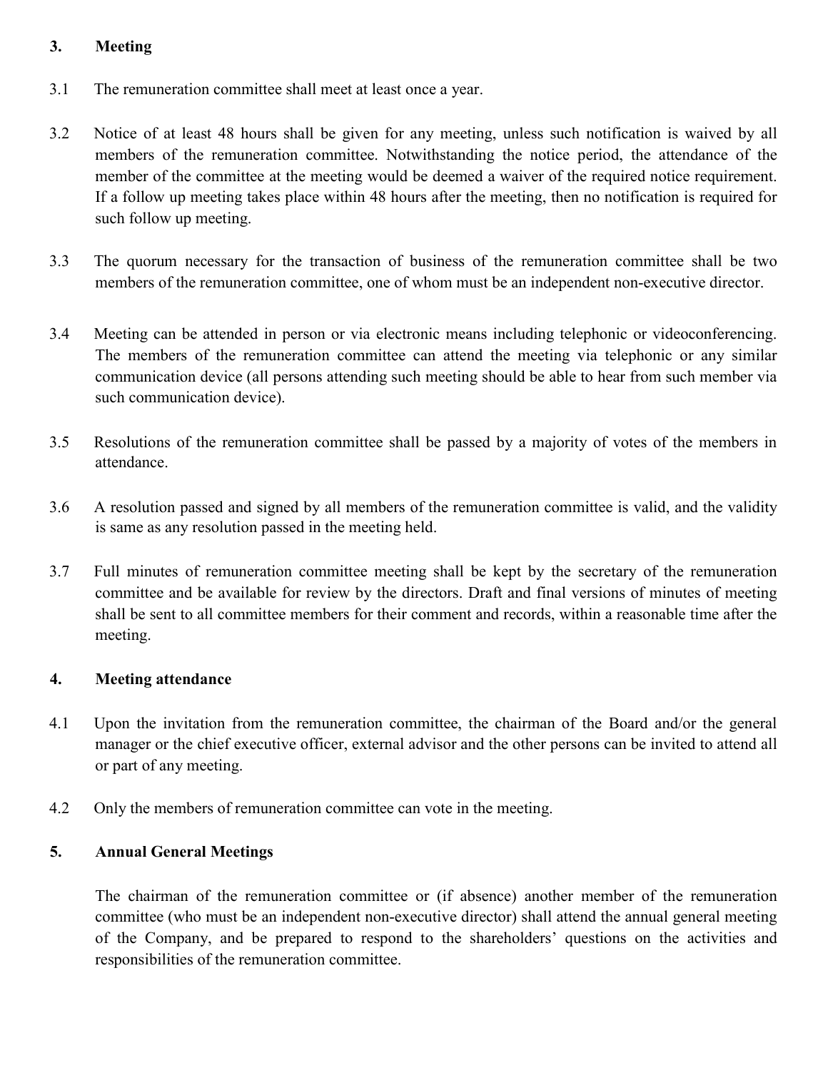## 3. Meeting

3.1 The remuneration committee shall meet at least once a year.

3.2 Notice of at least 48 hours shall be given for any meeting, unless such notification is waived by all members of the remuneration committee. Notwithstanding the notice period, the attendance of the member of the committee at the meeting would be deemed a waiver of the required notice requirement. If a follow up meeting takes place within 48 hours after the meeting, then no notification is required for such follow up meeting.

3.3 The quorum necessary for the transaction of business of the remuneration committee shall be two members of the remuneration committee, one of whom must be an independent non-executive director.

3.4 Meeting can be attended in person or via electronic means including telephonic or videoconferencing. The members of the remuneration committee can attend the meeting via telephonic or any similar communication device (all persons attending such meeting should be able to hear from such member via such communication device).

3.5 Resolutions of the remuneration committee shall be passed by a majority of votes of the members in attendance.

3.6 A resolution passed and signed by all members of the remuneration committee is valid, and the validity is same as any resolution passed in the meeting held.

3.7 Full minutes of remuneration committee meeting shall be kept by the secretary of the remuneration committee and be available for review by the directors. Draft and final versions of minutes of meeting shall be sent to all committee members for their comment and records, within a reasonable time after the meeting.

## 4. Meeting attendance

4.1 Upon the invitation from the remuneration committee, the chairman of the Board and/or the general manager or the chief executive officer, external advisor and the other persons can be invited to attend all or part of any meeting.

4.2 Only the members of remuneration committee can vote in the meeting.

## 5. Annual General Meetings

The chairman of the remuneration committee or (if absence) another member of the remuneration committee (who must be an independent non-executive director) shall attend the annual general meeting of the Company, and be prepared to respond to the shareholders' questions on the activities and responsibilities of the remuneration committee.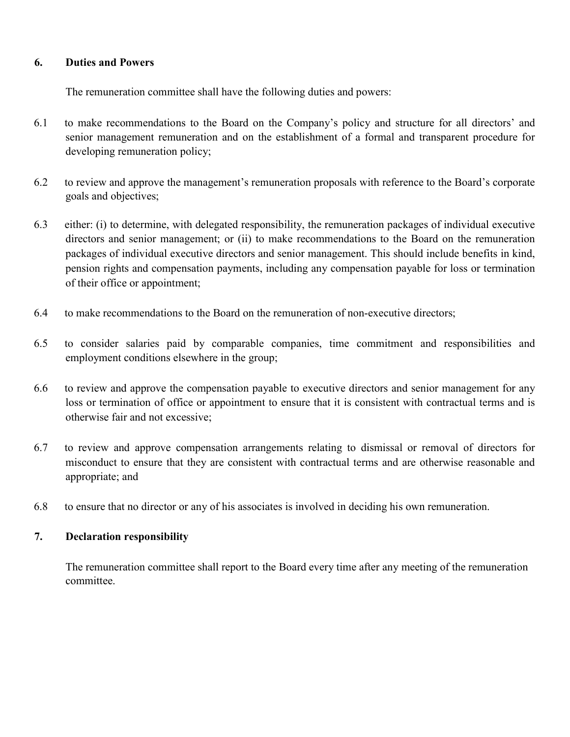## 6. Duties and Powers

The remuneration committee shall have the following duties and powers:

6.1 to make recommendations to the Board on the Company's policy and structure for all directors' and senior management remuneration and on the establishment of a formal and transparent procedure for developing remuneration policy;

6.2 to review and approve the management's remuneration proposals with reference to the Board's corporate goals and objectives;

6.3 either: (i) to determine, with delegated responsibility, the remuneration packages of individual executive directors and senior management; or (ii) to make recommendations to the Board on the remuneration packages of individual executive directors and senior management. This should include benefits in kind, pension rights and compensation payments, including any compensation payable for loss or termination of their office or appointment;

6.4 to make recommendations to the Board on the remuneration of non-executive directors;

6.5 to consider salaries paid by comparable companies, time commitment and responsibilities and employment conditions elsewhere in the group;

6.6 to review and approve the compensation payable to executive directors and senior management for any loss or termination of office or appointment to ensure that it is consistent with contractual terms and is otherwise fair and not excessive;

6.7 to review and approve compensation arrangements relating to dismissal or removal of directors for misconduct to ensure that they are consistent with contractual terms and are otherwise reasonable and appropriate; and

6.8 to ensure that no director or any of his associates is involved in deciding his own remuneration.

## 7. Declaration responsibility

The remuneration committee shall report to the Board every time after any meeting of the remuneration committee.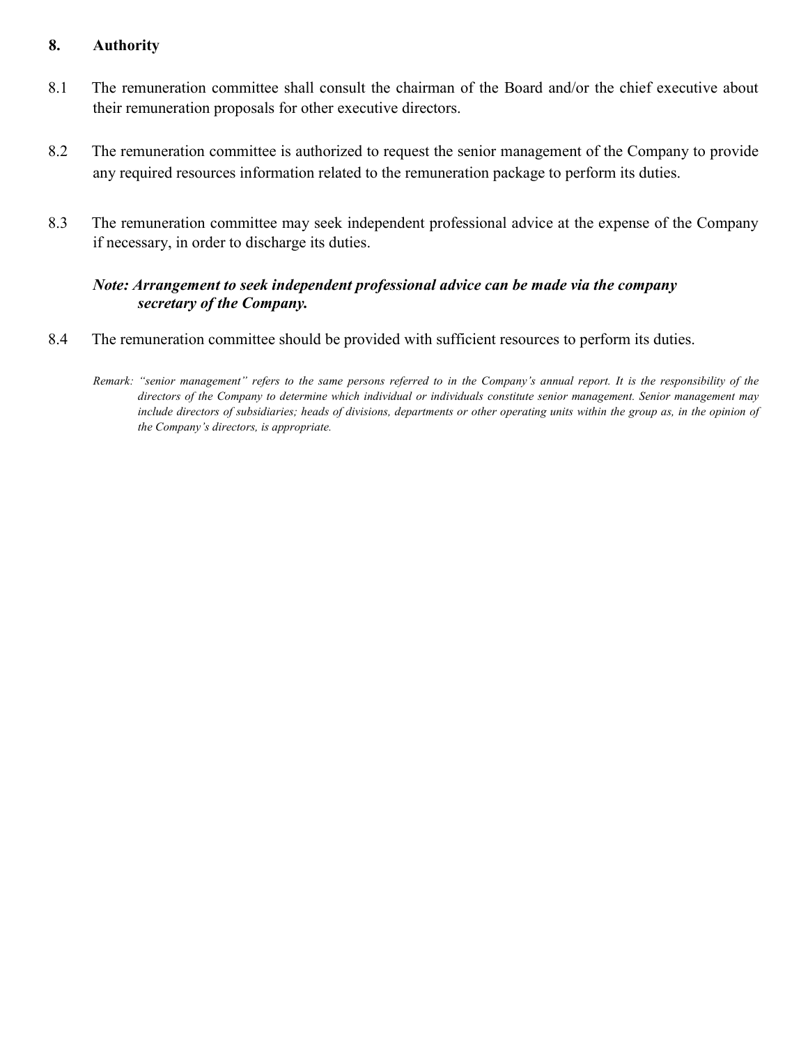## 8. Authority

8.1 The remuneration committee shall consult the chairman of the Board and/or the chief executive about their remuneration proposals for other executive directors.

8.2 The remuneration committee is authorized to request the senior management of the Company to provide any required resources information related to the remuneration package to perform its duties.

8.3 The remuneration committee may seek independent professional advice at the expense of the Company if necessary, in order to discharge its duties.

***Note: Arrangement to seek independent professional advice can be made via the company secretary of the Company.***

8.4 The remuneration committee should be provided with sufficient resources to perform its duties.

*Remark: "senior management" refers to the same persons referred to in the Company's annual report. It is the responsibility of the directors of the Company to determine which individual or individuals constitute senior management. Senior management may include directors of subsidiaries; heads of divisions, departments or other operating units within the group as, in the opinion of the Company's directors, is appropriate.*